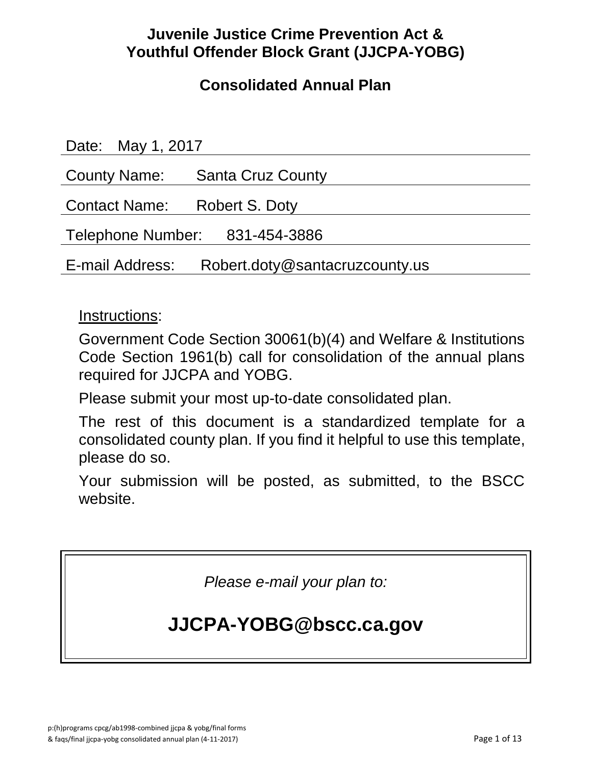# Juvenile Justice Crime Prevention Act & Youthful Offender Block Grant (JJCPA-YOBG)

## Consolidated Annual Plan

Date: May 1, 2017

County Name: Santa Cruz County

Contact Name: Robert S. Doty

Telephone Number: 831-454-3886

E-mail Address: Robert.doty@santacruzcounty.us

Instructions:

Government Code Section 30061(b)(4) and Welfare & Institutions Code Section 1961(b) call for consolidation of the annual plans required for JJCPA and YOBG.

Please submit your most up-to-date consolidated plan.

The rest of this document is a standardized template for a consolidated county plan. If you find it helpful to use this template, please do so.

Your submission will be posted, as submitted, to the BSCC website.

*Please e-mail your plan to:*

**JJCPA-YOBG@bscc.ca.gov**

p:(h)programs cpcg/ab1998-combined jjcpa & yobg/final forms & faqs/final jjcpa-yobg consolidated annual plan (4-11-2017)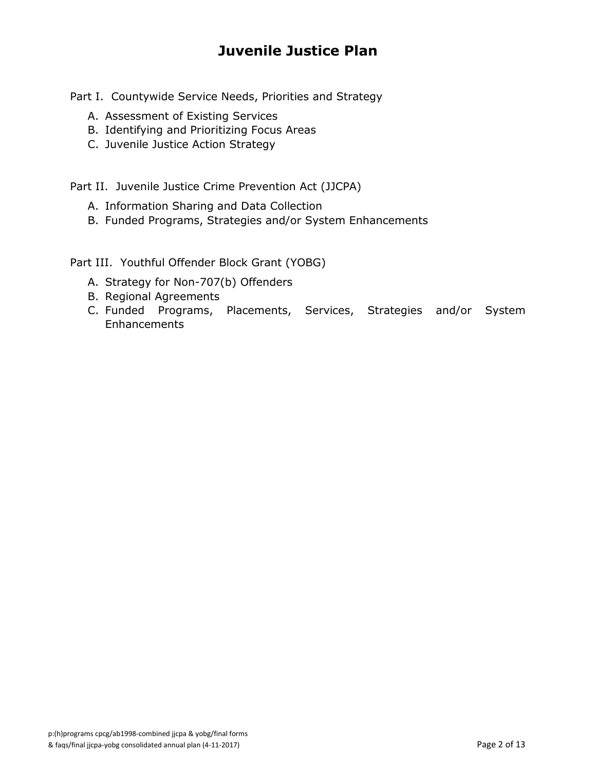# Juvenile Justice Plan

Part I. Countywide Service Needs, Priorities and Strategy

A. Assessment of Existing Services
B. Identifying and Prioritizing Focus Areas
C. Juvenile Justice Action Strategy

Part II. Juvenile Justice Crime Prevention Act (JJCPA)

A. Information Sharing and Data Collection
B. Funded Programs, Strategies and/or System Enhancements

Part III. Youthful Offender Block Grant (YOBG)

A. Strategy for Non-707(b) Offenders
B. Regional Agreements
C. Funded Programs, Placements, Services, Strategies and/or System Enhancements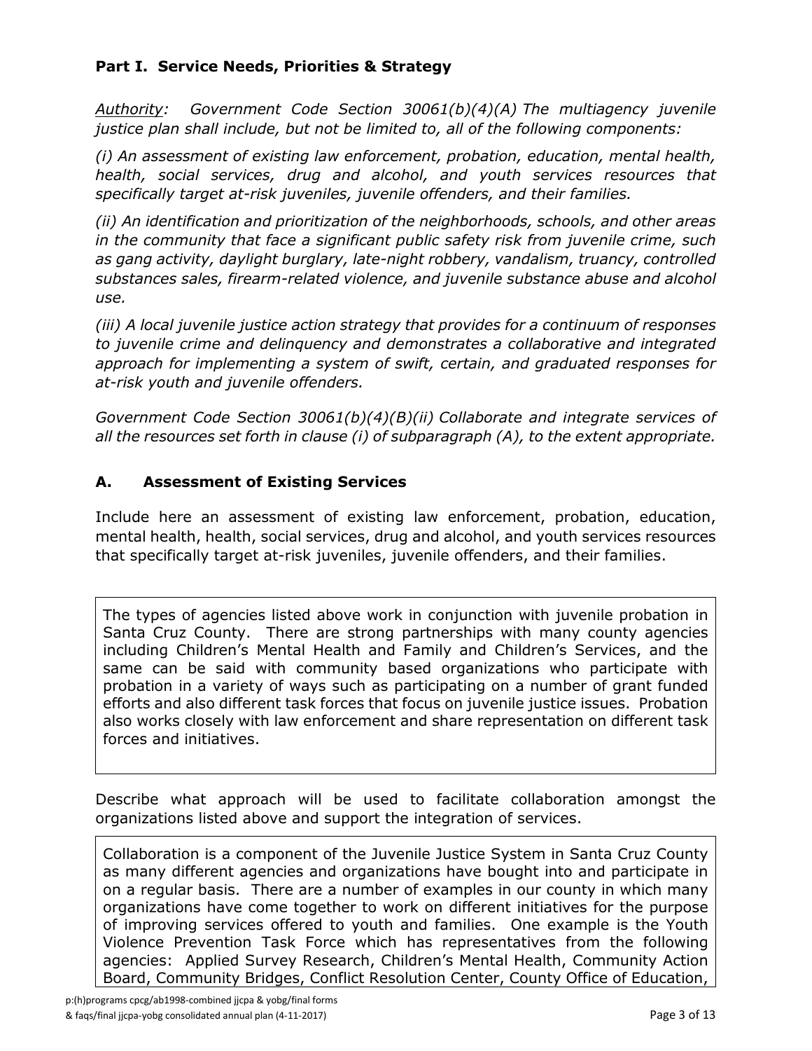## Part I. Service Needs, Priorities & Strategy

*Authority: Government Code Section 30061(b)(4)(A) The multiagency juvenile justice plan shall include, but not be limited to, all of the following components:*

*(i) An assessment of existing law enforcement, probation, education, mental health, health, social services, drug and alcohol, and youth services resources that specifically target at-risk juveniles, juvenile offenders, and their families.*

*(ii) An identification and prioritization of the neighborhoods, schools, and other areas in the community that face a significant public safety risk from juvenile crime, such as gang activity, daylight burglary, late-night robbery, vandalism, truancy, controlled substances sales, firearm-related violence, and juvenile substance abuse and alcohol use.*

*(iii) A local juvenile justice action strategy that provides for a continuum of responses to juvenile crime and delinquency and demonstrates a collaborative and integrated approach for implementing a system of swift, certain, and graduated responses for at-risk youth and juvenile offenders.*

*Government Code Section 30061(b)(4)(B)(ii) Collaborate and integrate services of all the resources set forth in clause (i) of subparagraph (A), to the extent appropriate.*

### A. Assessment of Existing Services

Include here an assessment of existing law enforcement, probation, education, mental health, health, social services, drug and alcohol, and youth services resources that specifically target at-risk juveniles, juvenile offenders, and their families.

The types of agencies listed above work in conjunction with juvenile probation in Santa Cruz County. There are strong partnerships with many county agencies including Children's Mental Health and Family and Children's Services, and the same can be said with community based organizations who participate with probation in a variety of ways such as participating on a number of grant funded efforts and also different task forces that focus on juvenile justice issues. Probation also works closely with law enforcement and share representation on different task forces and initiatives.

Describe what approach will be used to facilitate collaboration amongst the organizations listed above and support the integration of services.

Collaboration is a component of the Juvenile Justice System in Santa Cruz County as many different agencies and organizations have bought into and participate in on a regular basis. There are a number of examples in our county in which many organizations have come together to work on different initiatives for the purpose of improving services offered to youth and families. One example is the Youth Violence Prevention Task Force which has representatives from the following agencies: Applied Survey Research, Children's Mental Health, Community Action Board, Community Bridges, Conflict Resolution Center, County Office of Education,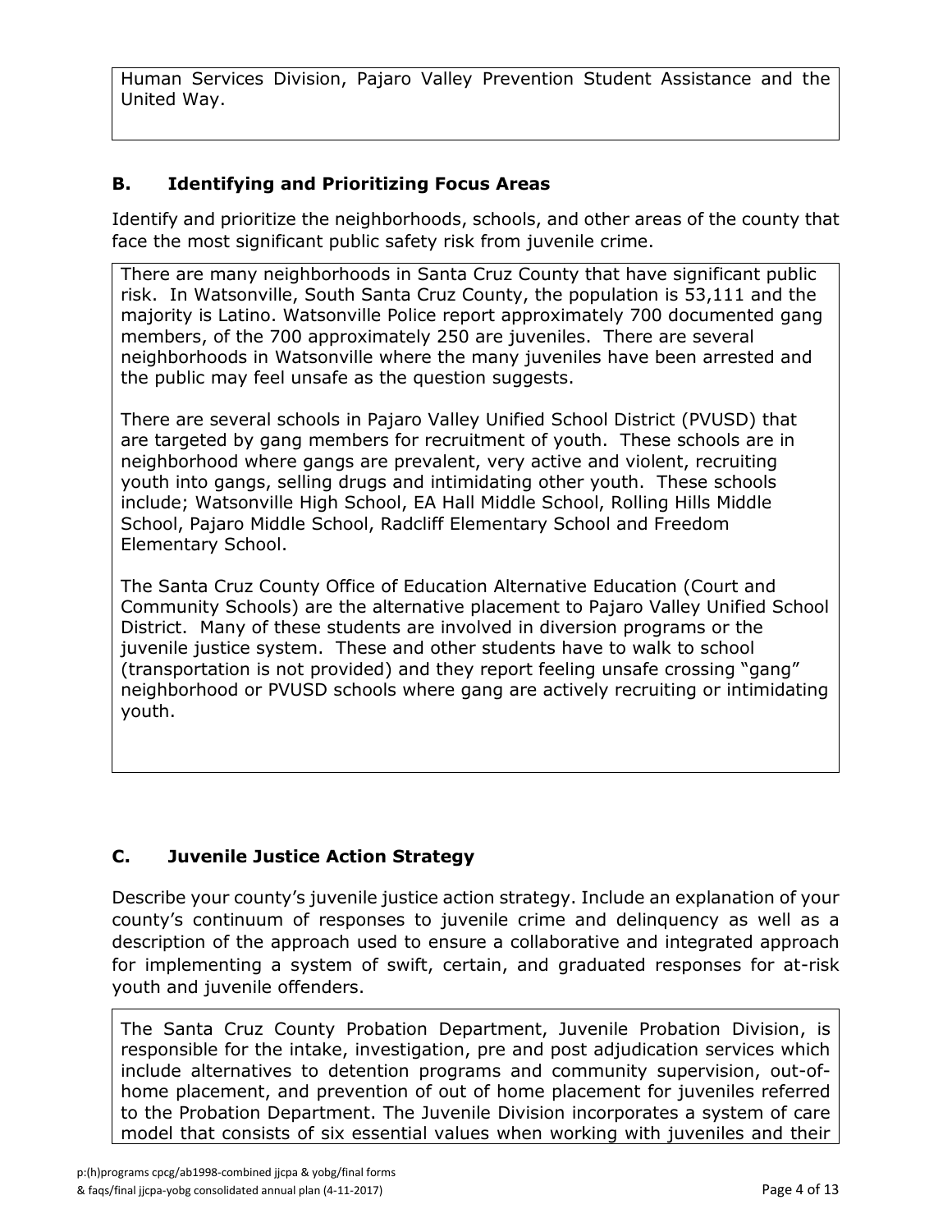Human Services Division, Pajaro Valley Prevention Student Assistance and the United Way.

### B. Identifying and Prioritizing Focus Areas

Identify and prioritize the neighborhoods, schools, and other areas of the county that face the most significant public safety risk from juvenile crime.

There are many neighborhoods in Santa Cruz County that have significant public risk. In Watsonville, South Santa Cruz County, the population is 53,111 and the majority is Latino. Watsonville Police report approximately 700 documented gang members, of the 700 approximately 250 are juveniles. There are several neighborhoods in Watsonville where the many juveniles have been arrested and the public may feel unsafe as the question suggests.

There are several schools in Pajaro Valley Unified School District (PVUSD) that are targeted by gang members for recruitment of youth. These schools are in neighborhood where gangs are prevalent, very active and violent, recruiting youth into gangs, selling drugs and intimidating other youth. These schools include; Watsonville High School, EA Hall Middle School, Rolling Hills Middle School, Pajaro Middle School, Radcliff Elementary School and Freedom Elementary School.

The Santa Cruz County Office of Education Alternative Education (Court and Community Schools) are the alternative placement to Pajaro Valley Unified School District. Many of these students are involved in diversion programs or the juvenile justice system. These and other students have to walk to school (transportation is not provided) and they report feeling unsafe crossing "gang" neighborhood or PVUSD schools where gang are actively recruiting or intimidating youth.

### C. Juvenile Justice Action Strategy

Describe your county's juvenile justice action strategy. Include an explanation of your county's continuum of responses to juvenile crime and delinquency as well as a description of the approach used to ensure a collaborative and integrated approach for implementing a system of swift, certain, and graduated responses for at-risk youth and juvenile offenders.

The Santa Cruz County Probation Department, Juvenile Probation Division, is responsible for the intake, investigation, pre and post adjudication services which include alternatives to detention programs and community supervision, out-of-home placement, and prevention of out of home placement for juveniles referred to the Probation Department. The Juvenile Division incorporates a system of care model that consists of six essential values when working with juveniles and their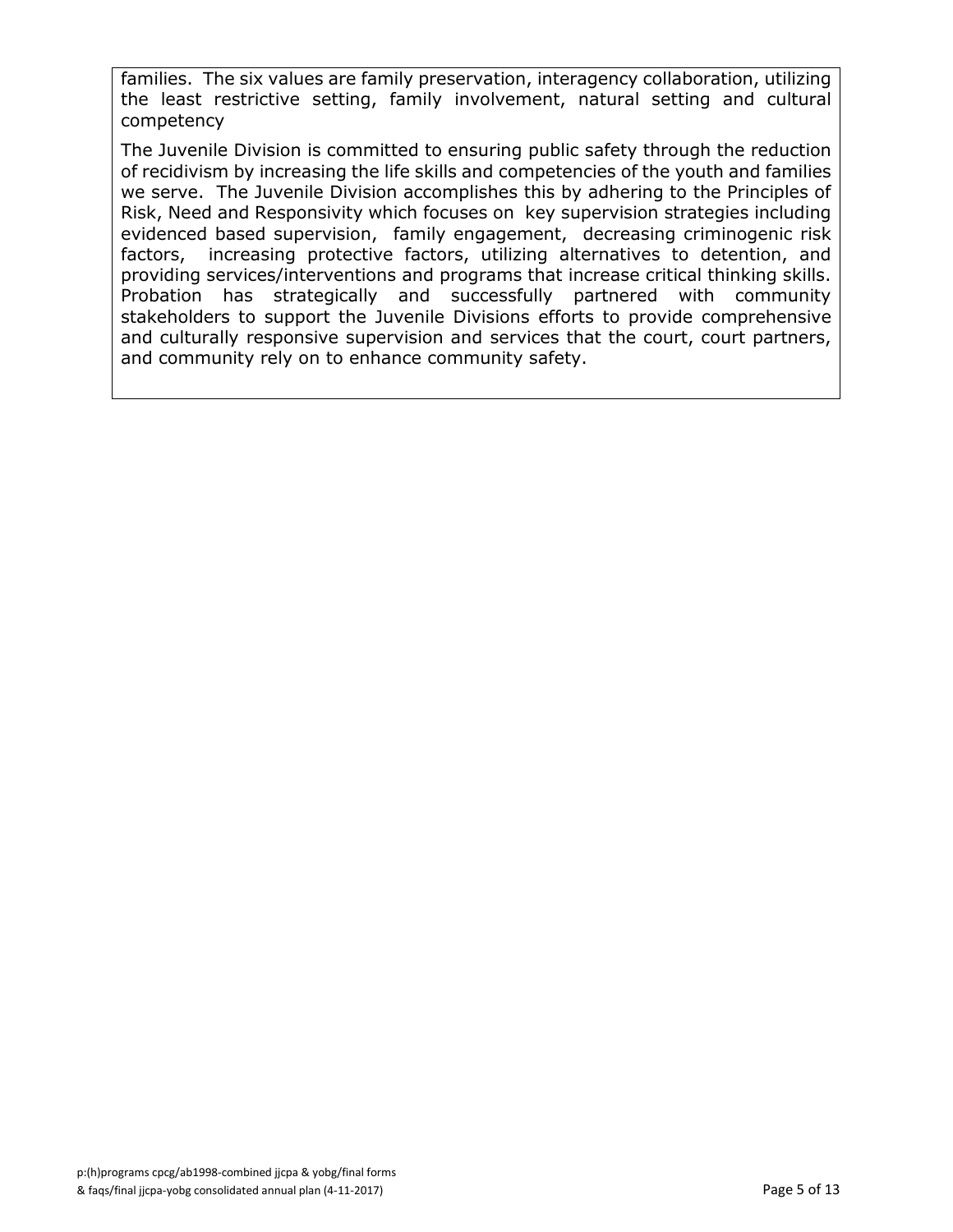families. The six values are family preservation, interagency collaboration, utilizing the least restrictive setting, family involvement, natural setting and cultural competency

The Juvenile Division is committed to ensuring public safety through the reduction of recidivism by increasing the life skills and competencies of the youth and families we serve. The Juvenile Division accomplishes this by adhering to the Principles of Risk, Need and Responsivity which focuses on key supervision strategies including evidenced based supervision, family engagement, decreasing criminogenic risk factors, increasing protective factors, utilizing alternatives to detention, and providing services/interventions and programs that increase critical thinking skills. Probation has strategically and successfully partnered with community stakeholders to support the Juvenile Divisions efforts to provide comprehensive and culturally responsive supervision and services that the court, court partners, and community rely on to enhance community safety.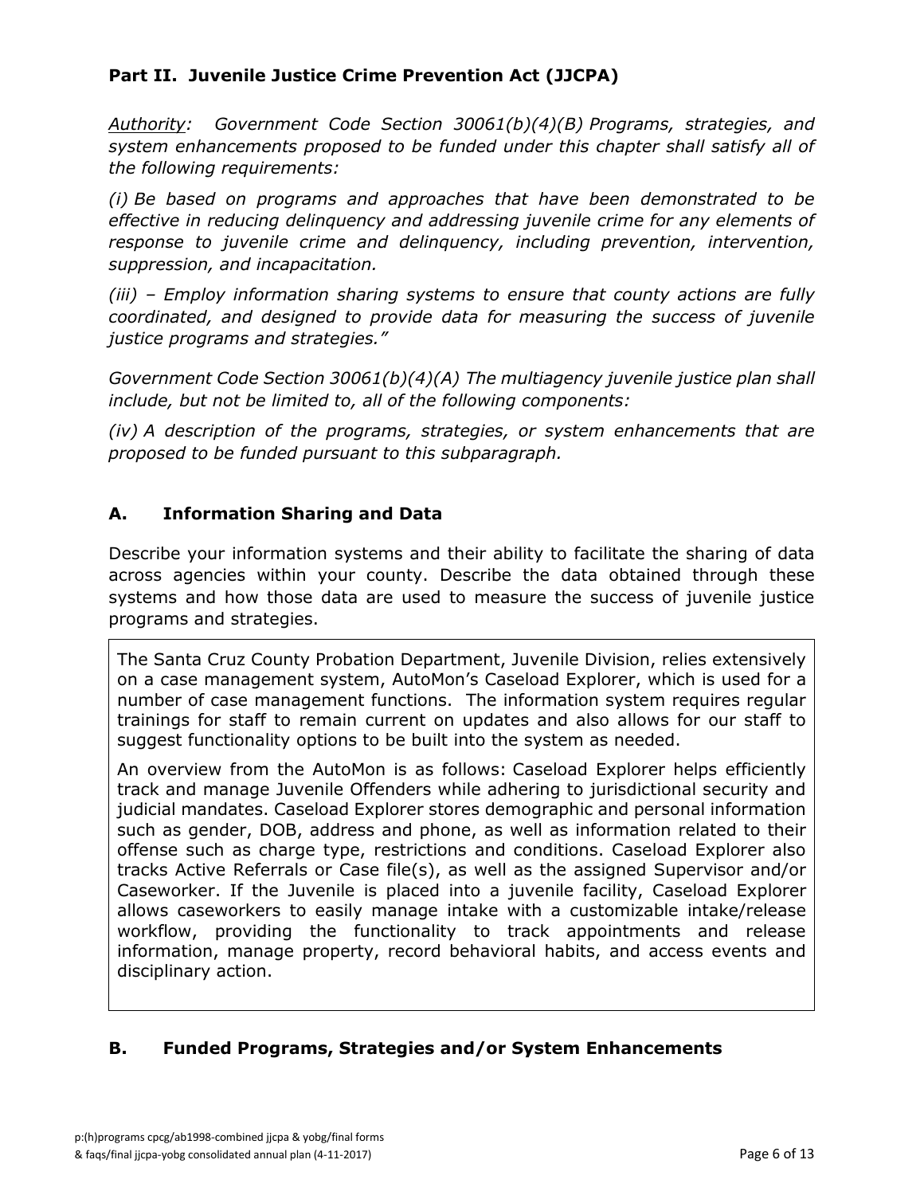## Part II. Juvenile Justice Crime Prevention Act (JJCPA)

*Authority: Government Code Section 30061(b)(4)(B) Programs, strategies, and system enhancements proposed to be funded under this chapter shall satisfy all of the following requirements:*

*(i) Be based on programs and approaches that have been demonstrated to be effective in reducing delinquency and addressing juvenile crime for any elements of response to juvenile crime and delinquency, including prevention, intervention, suppression, and incapacitation.*

*(iii) – Employ information sharing systems to ensure that county actions are fully coordinated, and designed to provide data for measuring the success of juvenile justice programs and strategies."*

*Government Code Section 30061(b)(4)(A) The multiagency juvenile justice plan shall include, but not be limited to, all of the following components:*

*(iv) A description of the programs, strategies, or system enhancements that are proposed to be funded pursuant to this subparagraph.*

### A. Information Sharing and Data

Describe your information systems and their ability to facilitate the sharing of data across agencies within your county. Describe the data obtained through these systems and how those data are used to measure the success of juvenile justice programs and strategies.

The Santa Cruz County Probation Department, Juvenile Division, relies extensively on a case management system, AutoMon's Caseload Explorer, which is used for a number of case management functions. The information system requires regular trainings for staff to remain current on updates and also allows for our staff to suggest functionality options to be built into the system as needed.

An overview from the AutoMon is as follows: Caseload Explorer helps efficiently track and manage Juvenile Offenders while adhering to jurisdictional security and judicial mandates. Caseload Explorer stores demographic and personal information such as gender, DOB, address and phone, as well as information related to their offense such as charge type, restrictions and conditions. Caseload Explorer also tracks Active Referrals or Case file(s), as well as the assigned Supervisor and/or Caseworker. If the Juvenile is placed into a juvenile facility, Caseload Explorer allows caseworkers to easily manage intake with a customizable intake/release workflow, providing the functionality to track appointments and release information, manage property, record behavioral habits, and access events and disciplinary action.

### B. Funded Programs, Strategies and/or System Enhancements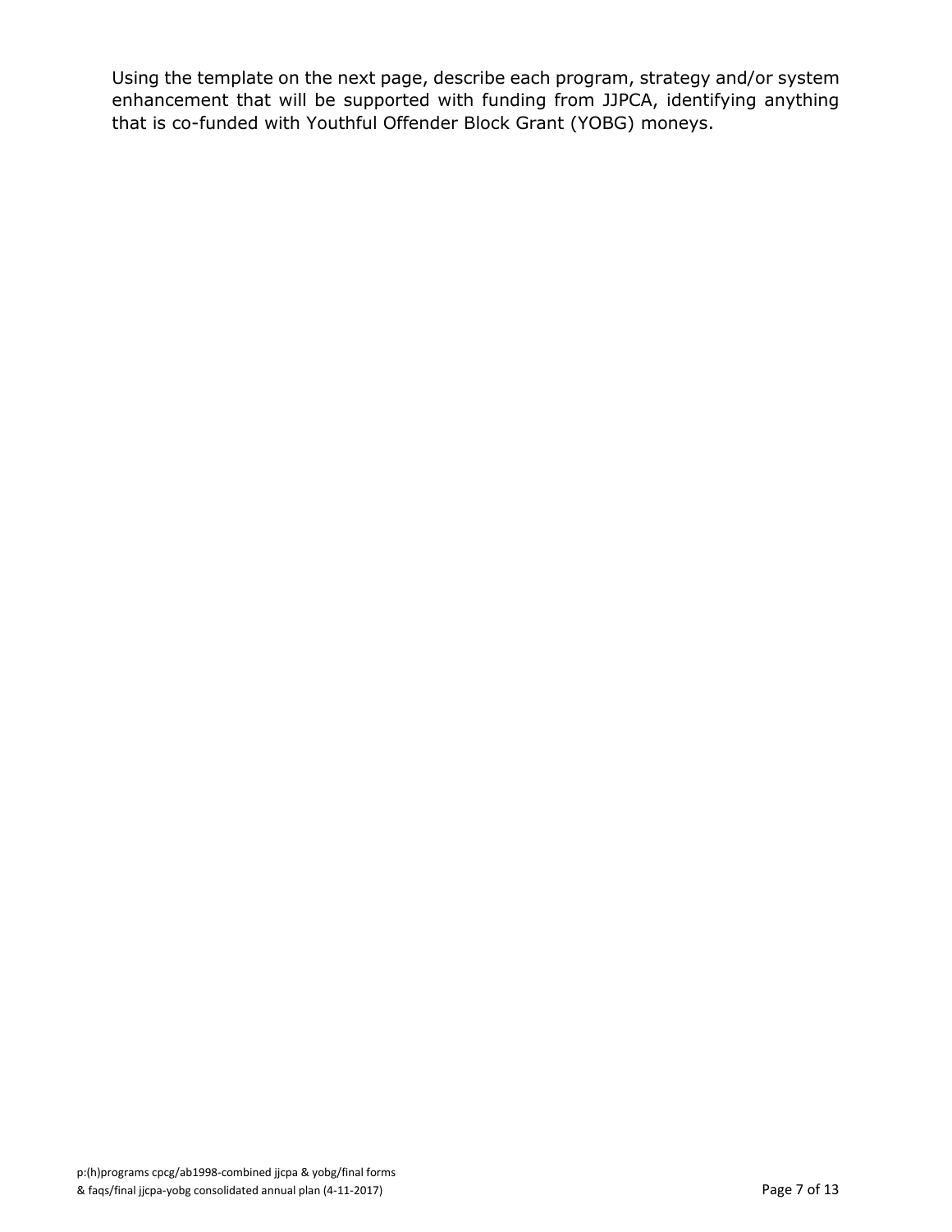Using the template on the next page, describe each program, strategy and/or system enhancement that will be supported with funding from JJPCA, identifying anything that is co-funded with Youthful Offender Block Grant (YOBG) moneys.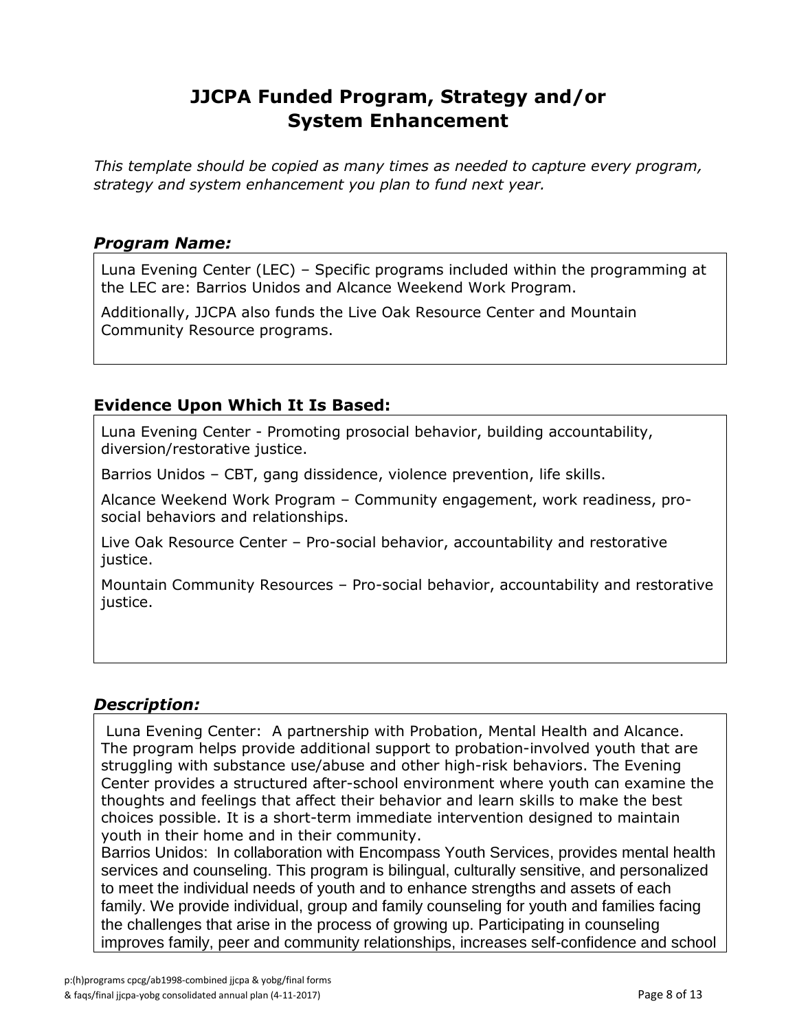# JJCPA Funded Program, Strategy and/or System Enhancement

*This template should be copied as many times as needed to capture every program, strategy and system enhancement you plan to fund next year.*

### *Program Name:*

Luna Evening Center (LEC) – Specific programs included within the programming at the LEC are: Barrios Unidos and Alcance Weekend Work Program.

Additionally, JJCPA also funds the Live Oak Resource Center and Mountain Community Resource programs.

### Evidence Upon Which It Is Based:

Luna Evening Center - Promoting prosocial behavior, building accountability, diversion/restorative justice.

Barrios Unidos – CBT, gang dissidence, violence prevention, life skills.

Alcance Weekend Work Program – Community engagement, work readiness, pro-social behaviors and relationships.

Live Oak Resource Center – Pro-social behavior, accountability and restorative justice.

Mountain Community Resources – Pro-social behavior, accountability and restorative justice.

### *Description:*

Luna Evening Center: A partnership with Probation, Mental Health and Alcance. The program helps provide additional support to probation-involved youth that are struggling with substance use/abuse and other high-risk behaviors. The Evening Center provides a structured after-school environment where youth can examine the thoughts and feelings that affect their behavior and learn skills to make the best choices possible. It is a short-term immediate intervention designed to maintain youth in their home and in their community.

Barrios Unidos: In collaboration with Encompass Youth Services, provides mental health services and counseling. This program is bilingual, culturally sensitive, and personalized to meet the individual needs of youth and to enhance strengths and assets of each family. We provide individual, group and family counseling for youth and families facing the challenges that arise in the process of growing up. Participating in counseling improves family, peer and community relationships, increases self-confidence and school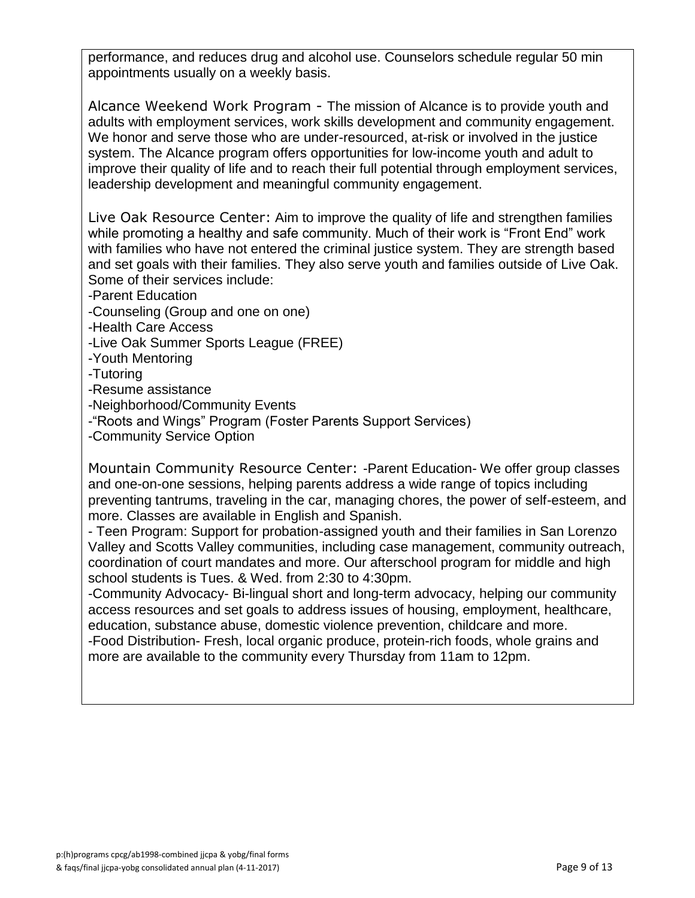performance, and reduces drug and alcohol use. Counselors schedule regular 50 min appointments usually on a weekly basis.

Alcance Weekend Work Program - The mission of Alcance is to provide youth and adults with employment services, work skills development and community engagement. We honor and serve those who are under-resourced, at-risk or involved in the justice system. The Alcance program offers opportunities for low-income youth and adult to improve their quality of life and to reach their full potential through employment services, leadership development and meaningful community engagement.

Live Oak Resource Center: Aim to improve the quality of life and strengthen families while promoting a healthy and safe community. Much of their work is "Front End" work with families who have not entered the criminal justice system. They are strength based and set goals with their families. They also serve youth and families outside of Live Oak. Some of their services include:

-Parent Education
-Counseling (Group and one on one)
-Health Care Access
-Live Oak Summer Sports League (FREE)
-Youth Mentoring
-Tutoring
-Resume assistance
-Neighborhood/Community Events
-"Roots and Wings" Program (Foster Parents Support Services)
-Community Service Option

Mountain Community Resource Center: -Parent Education- We offer group classes and one-on-one sessions, helping parents address a wide range of topics including preventing tantrums, traveling in the car, managing chores, the power of self-esteem, and more. Classes are available in English and Spanish.

- Teen Program: Support for probation-assigned youth and their families in San Lorenzo Valley and Scotts Valley communities, including case management, community outreach, coordination of court mandates and more. Our afterschool program for middle and high school students is Tues. & Wed. from 2:30 to 4:30pm.

-Community Advocacy- Bi-lingual short and long-term advocacy, helping our community access resources and set goals to address issues of housing, employment, healthcare, education, substance abuse, domestic violence prevention, childcare and more.

-Food Distribution- Fresh, local organic produce, protein-rich foods, whole grains and more are available to the community every Thursday from 11am to 12pm.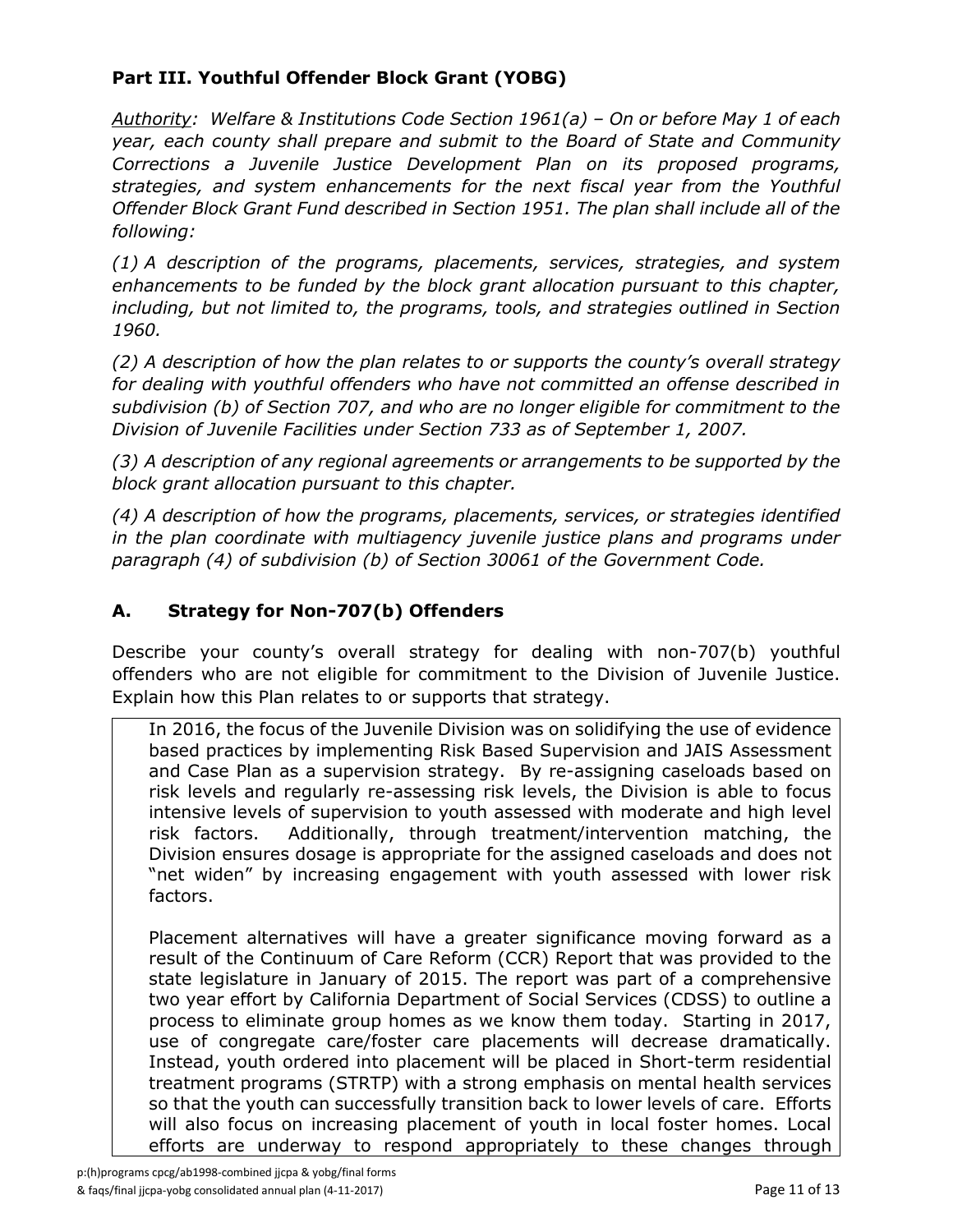## Part III. Youthful Offender Block Grant (YOBG)

*<u>Authority</u>: Welfare & Institutions Code Section 1961(a) – On or before May 1 of each year, each county shall prepare and submit to the Board of State and Community Corrections a Juvenile Justice Development Plan on its proposed programs, strategies, and system enhancements for the next fiscal year from the Youthful Offender Block Grant Fund described in Section 1951. The plan shall include all of the following:*

*(1) A description of the programs, placements, services, strategies, and system enhancements to be funded by the block grant allocation pursuant to this chapter, including, but not limited to, the programs, tools, and strategies outlined in Section 1960.*

*(2) A description of how the plan relates to or supports the county's overall strategy for dealing with youthful offenders who have not committed an offense described in subdivision (b) of Section 707, and who are no longer eligible for commitment to the Division of Juvenile Facilities under Section 733 as of September 1, 2007.*

*(3) A description of any regional agreements or arrangements to be supported by the block grant allocation pursuant to this chapter.*

*(4) A description of how the programs, placements, services, or strategies identified in the plan coordinate with multiagency juvenile justice plans and programs under paragraph (4) of subdivision (b) of Section 30061 of the Government Code.*

### A. Strategy for Non-707(b) Offenders

Describe your county's overall strategy for dealing with non-707(b) youthful offenders who are not eligible for commitment to the Division of Juvenile Justice. Explain how this Plan relates to or supports that strategy.

In 2016, the focus of the Juvenile Division was on solidifying the use of evidence based practices by implementing Risk Based Supervision and JAIS Assessment and Case Plan as a supervision strategy. By re-assigning caseloads based on risk levels and regularly re-assessing risk levels, the Division is able to focus intensive levels of supervision to youth assessed with moderate and high level risk factors. Additionally, through treatment/intervention matching, the Division ensures dosage is appropriate for the assigned caseloads and does not "net widen" by increasing engagement with youth assessed with lower risk factors.

Placement alternatives will have a greater significance moving forward as a result of the Continuum of Care Reform (CCR) Report that was provided to the state legislature in January of 2015. The report was part of a comprehensive two year effort by California Department of Social Services (CDSS) to outline a process to eliminate group homes as we know them today. Starting in 2017, use of congregate care/foster care placements will decrease dramatically. Instead, youth ordered into placement will be placed in Short-term residential treatment programs (STRTP) with a strong emphasis on mental health services so that the youth can successfully transition back to lower levels of care. Efforts will also focus on increasing placement of youth in local foster homes. Local efforts are underway to respond appropriately to these changes through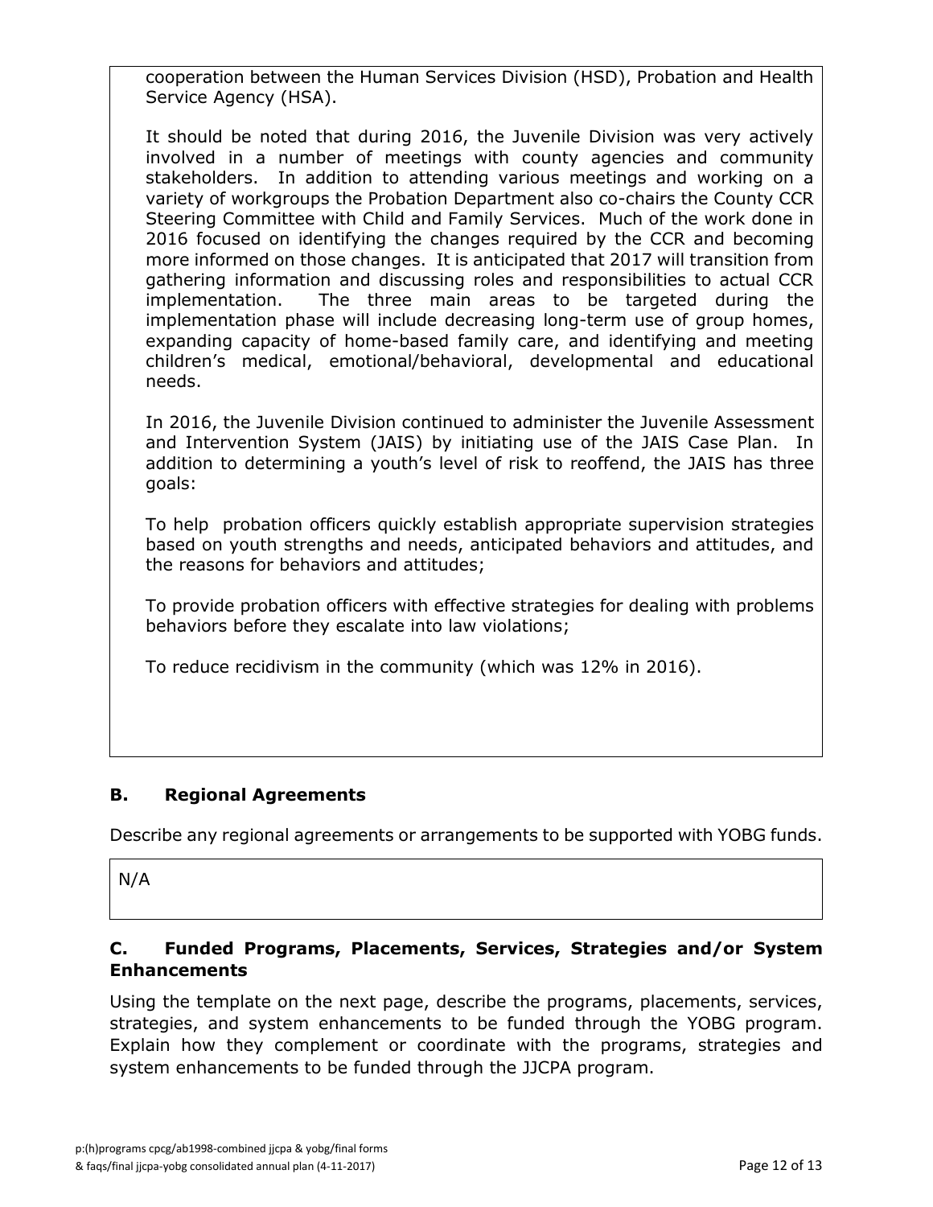cooperation between the Human Services Division (HSD), Probation and Health Service Agency (HSA).

It should be noted that during 2016, the Juvenile Division was very actively involved in a number of meetings with county agencies and community stakeholders. In addition to attending various meetings and working on a variety of workgroups the Probation Department also co-chairs the County CCR Steering Committee with Child and Family Services. Much of the work done in 2016 focused on identifying the changes required by the CCR and becoming more informed on those changes. It is anticipated that 2017 will transition from gathering information and discussing roles and responsibilities to actual CCR implementation. The three main areas to be targeted during the implementation phase will include decreasing long-term use of group homes, expanding capacity of home-based family care, and identifying and meeting children's medical, emotional/behavioral, developmental and educational needs.

In 2016, the Juvenile Division continued to administer the Juvenile Assessment and Intervention System (JAIS) by initiating use of the JAIS Case Plan. In addition to determining a youth's level of risk to reoffend, the JAIS has three goals:

To help probation officers quickly establish appropriate supervision strategies based on youth strengths and needs, anticipated behaviors and attitudes, and the reasons for behaviors and attitudes;

To provide probation officers with effective strategies for dealing with problems behaviors before they escalate into law violations;

To reduce recidivism in the community (which was 12% in 2016).

## B. Regional Agreements

Describe any regional agreements or arrangements to be supported with YOBG funds.

N/A

## C. Funded Programs, Placements, Services, Strategies and/or System Enhancements

Using the template on the next page, describe the programs, placements, services, strategies, and system enhancements to be funded through the YOBG program. Explain how they complement or coordinate with the programs, strategies and system enhancements to be funded through the JJCPA program.

p:(h)programs cpcg/ab1998-combined jjcpa & yobg/final forms & faqs/final jjcpa-yobg consolidated annual plan (4-11-2017)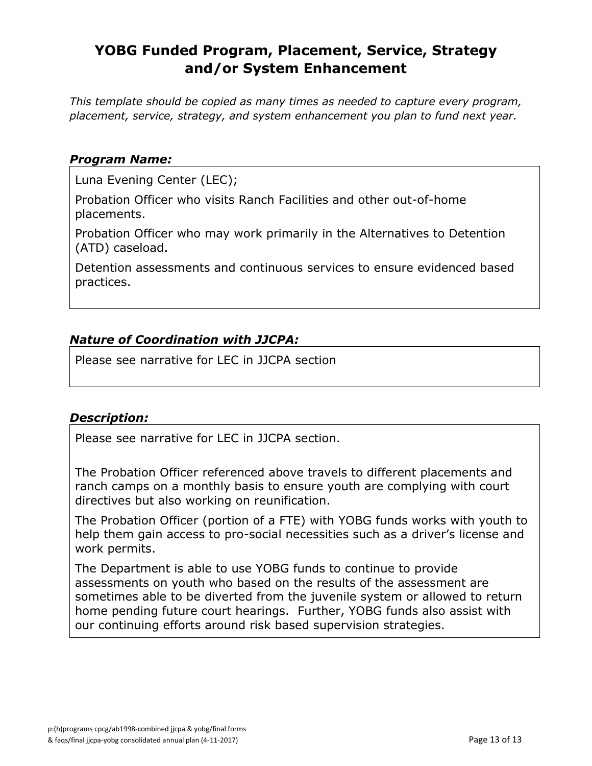# YOBG Funded Program, Placement, Service, Strategy and/or System Enhancement

*This template should be copied as many times as needed to capture every program, placement, service, strategy, and system enhancement you plan to fund next year.*

***Program Name:***

Luna Evening Center (LEC);

Probation Officer who visits Ranch Facilities and other out-of-home placements.

Probation Officer who may work primarily in the Alternatives to Detention (ATD) caseload.

Detention assessments and continuous services to ensure evidenced based practices.

***Nature of Coordination with JJCPA:***

Please see narrative for LEC in JJCPA section

***Description:***

Please see narrative for LEC in JJCPA section.

The Probation Officer referenced above travels to different placements and ranch camps on a monthly basis to ensure youth are complying with court directives but also working on reunification.

The Probation Officer (portion of a FTE) with YOBG funds works with youth to help them gain access to pro-social necessities such as a driver's license and work permits.

The Department is able to use YOBG funds to continue to provide assessments on youth who based on the results of the assessment are sometimes able to be diverted from the juvenile system or allowed to return home pending future court hearings. Further, YOBG funds also assist with our continuing efforts around risk based supervision strategies.